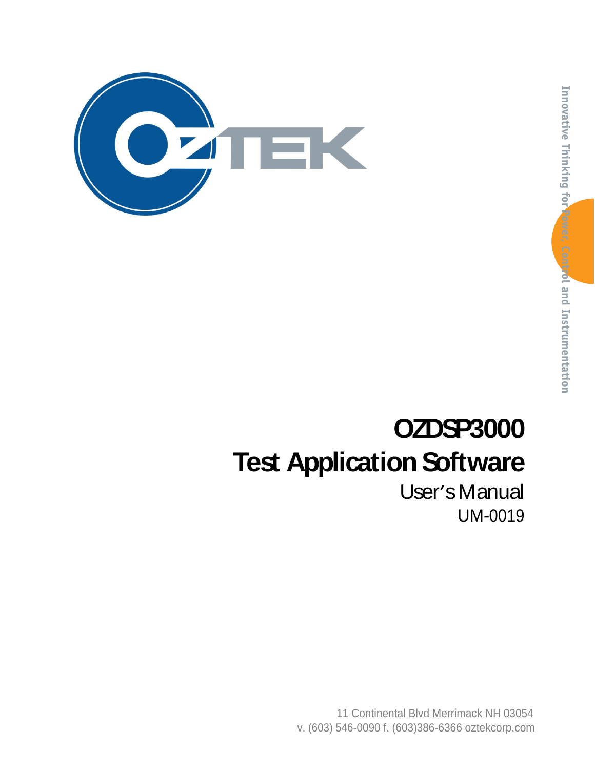Innovative Thinking for Power, Control and Instrumentation

# OZDSP3000

# Test Application Software

## User's Manual

UM-0019

11 Continental Blvd Merrimack NH 03054

v. (603) 546-0090 f. (603)386-6366 oztekcorp.com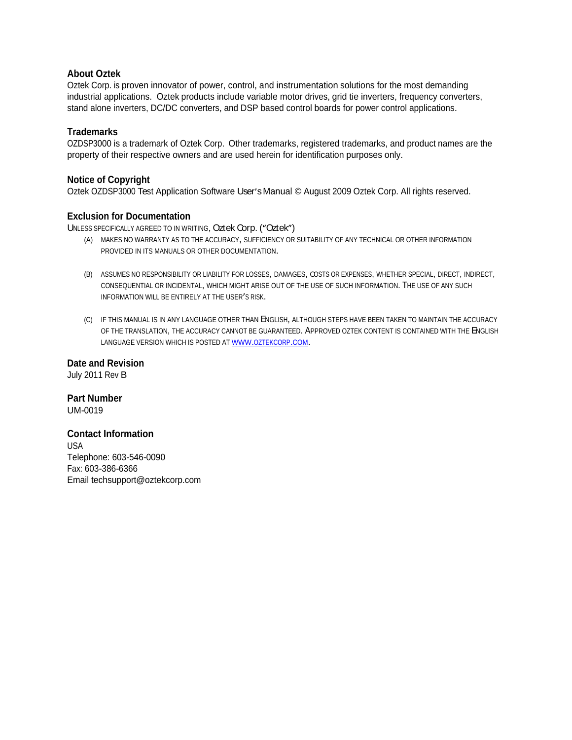## About Oztek

Oztek Corp. is proven innovator of power, control, and instrumentation solutions for the most demanding industrial applications. Oztek products include variable motor drives, grid tie inverters, frequency converters, stand alone inverters, DC/DC converters, and DSP based control boards for power control applications.

## Trademarks

OZDSP3000 is a trademark of Oztek Corp. Other trademarks, registered trademarks, and product names are the property of their respective owners and are used herein for identification purposes only.

## Notice of Copyright

Oztek OZDSP3000 Test Application Software User's Manual © August 2009 Oztek Corp. All rights reserved.

## Exclusion for Documentation

UNLESS SPECIFICALLY AGREED TO IN WRITING, Oztek Corp. ("Oztek")

(A) MAKES NO WARRANTY AS TO THE ACCURACY, SUFFICIENCY OR SUITABILITY OF ANY TECHNICAL OR OTHER INFORMATION PROVIDED IN ITS MANUALS OR OTHER DOCUMENTATION.

(B) ASSUMES NO RESPONSIBILITY OR LIABILITY FOR LOSSES, DAMAGES, COSTS OR EXPENSES, WHETHER SPECIAL, DIRECT, INDIRECT, CONSEQUENTIAL OR INCIDENTAL, WHICH MIGHT ARISE OUT OF THE USE OF SUCH INFORMATION. THE USE OF ANY SUCH INFORMATION WILL BE ENTIRELY AT THE USER'S RISK.

(C) IF THIS MANUAL IS IN ANY LANGUAGE OTHER THAN ENGLISH, ALTHOUGH STEPS HAVE BEEN TAKEN TO MAINTAIN THE ACCURACY OF THE TRANSLATION, THE ACCURACY CANNOT BE GUARANTEED. APPROVED OZTEK CONTENT IS CONTAINED WITH THE ENGLISH LANGUAGE VERSION WHICH IS POSTED AT WWW.OZTEKCORP.COM.

## Date and Revision

July 2011 Rev B

## Part Number

UM-0019

## Contact Information

USA
Telephone: 603-546-0090
Fax: 603-386-6366
Email techsupport@oztekcorp.com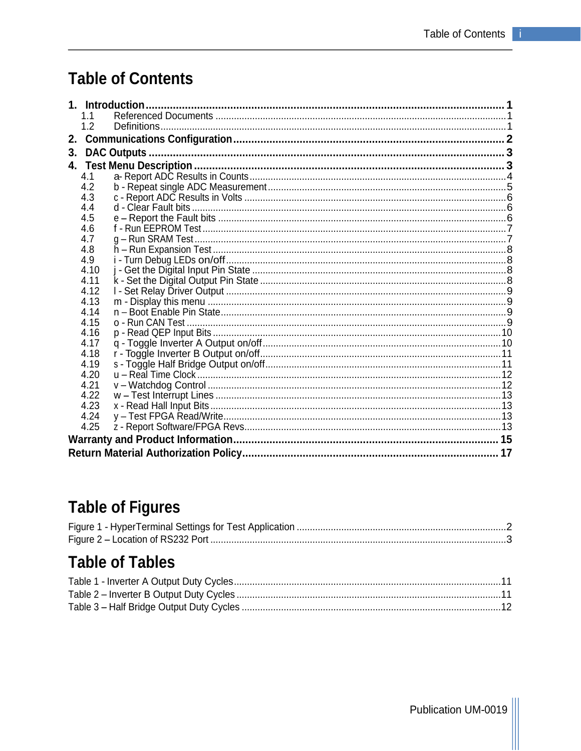# Table of Contents

**1. Introduction ... 1**
- 1.1 Referenced Documents ... 1
- 1.2 Definitions ... 1

**2. Communications Configuration ... 2**

**3. DAC Outputs ... 3**

**4. Test Menu Description ... 3**
- 4.1 a- Report ADC Results in Counts ... 4
- 4.2 b - Repeat single ADC Measurement ... 5
- 4.3 c - Report ADC Results in Volts ... 6
- 4.4 d - Clear Fault bits ... 6
- 4.5 e – Report the Fault bits ... 6
- 4.6 f - Run EEPROM Test ... 7
- 4.7 g – Run SRAM Test ... 7
- 4.8 h – Run Expansion Test ... 8
- 4.9 i - Turn Debug LEDs on/off ... 8
- 4.10 j - Get the Digital Input Pin State ... 8
- 4.11 k - Set the Digital Output Pin State ... 8
- 4.12 l - Set Relay Driver Output ... 9
- 4.13 m - Display this menu ... 9
- 4.14 n – Boot Enable Pin State ... 9
- 4.15 o - Run CAN Test ... 9
- 4.16 p - Read QEP Input Bits ... 10
- 4.17 q - Toggle Inverter A Output on/off ... 10
- 4.18 r - Toggle Inverter B Output on/off ... 11
- 4.19 s - Toggle Half Bridge Output on/off ... 11
- 4.20 u – Real Time Clock ... 12
- 4.21 v – Watchdog Control ... 12
- 4.22 w – Test Interrupt Lines ... 13
- 4.23 x - Read Hall Input Bits ... 13
- 4.24 y – Test FPGA Read/Write ... 13
- 4.25 z - Report Software/FPGA Revs ... 13

**Warranty and Product Information ... 15**

**Return Material Authorization Policy ... 17**

# Table of Figures

Figure 1 - HyperTerminal Settings for Test Application ... 2
Figure 2 – Location of RS232 Port ... 3

# Table of Tables

Table 1 - Inverter A Output Duty Cycles ... 11
Table 2 – Inverter B Output Duty Cycles ... 11
Table 3 – Half Bridge Output Duty Cycles ... 12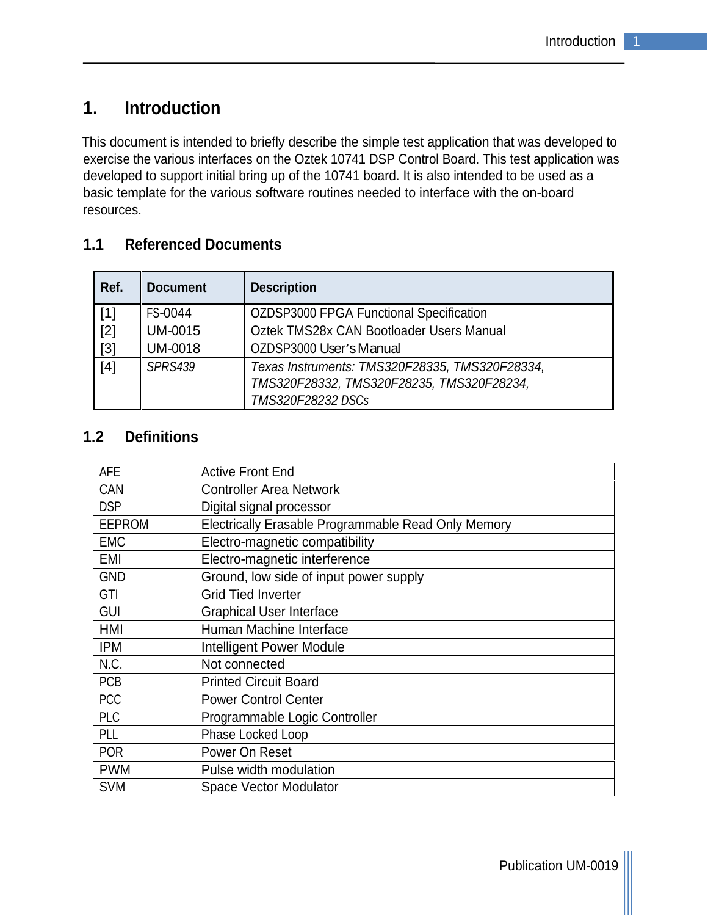# 1. Introduction

This document is intended to briefly describe the simple test application that was developed to exercise the various interfaces on the Oztek 10741 DSP Control Board. This test application was developed to support initial bring up of the 10741 board. It is also intended to be used as a basic template for the various software routines needed to interface with the on-board resources.

## 1.1 Referenced Documents

| Ref. | Document | Description |
|---|---|---|
| [1] | FS-0044 | OZDSP3000 FPGA Functional Specification |
| [2] | UM-0015 | Oztek TMS28x CAN Bootloader Users Manual |
| [3] | UM-0018 | OZDSP3000 User's Manual |
| [4] | *SPRS439* | *Texas Instruments: TMS320F28335, TMS320F28334, TMS320F28332, TMS320F28235, TMS320F28234, TMS320F28232 DSCs* |

## 1.2 Definitions

| | |
|---|---|
| AFE | Active Front End |
| CAN | Controller Area Network |
| DSP | Digital signal processor |
| EEPROM | Electrically Erasable Programmable Read Only Memory |
| EMC | Electro-magnetic compatibility |
| EMI | Electro-magnetic interference |
| GND | Ground, low side of input power supply |
| GTI | Grid Tied Inverter |
| GUI | Graphical User Interface |
| HMI | Human Machine Interface |
| IPM | Intelligent Power Module |
| N.C. | Not connected |
| PCB | Printed Circuit Board |
| PCC | Power Control Center |
| PLC | Programmable Logic Controller |
| PLL | Phase Locked Loop |
| POR | Power On Reset |
| PWM | Pulse width modulation |
| SVM | Space Vector Modulator |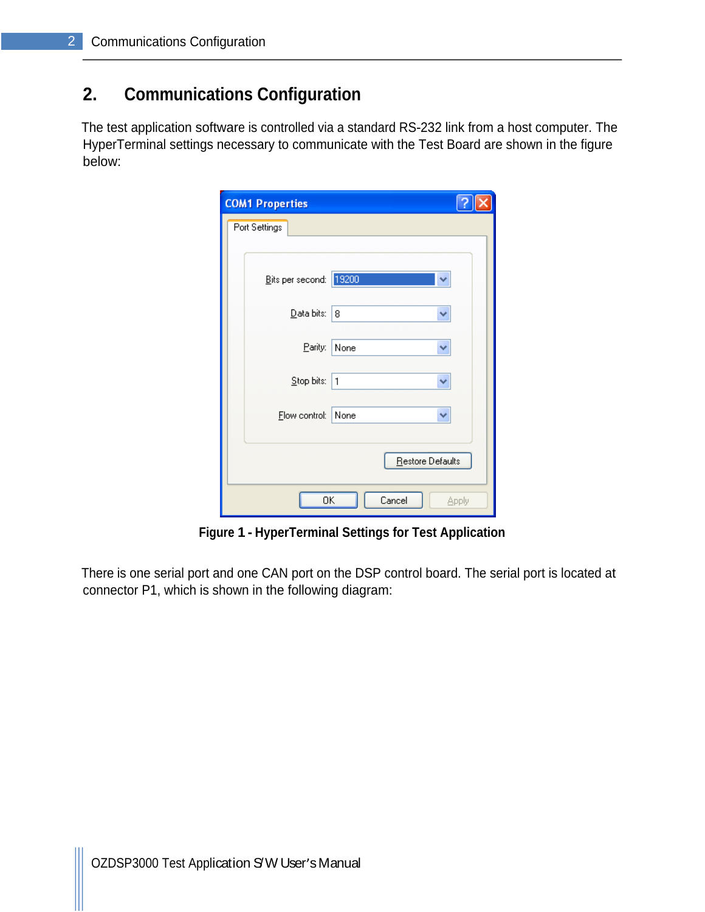# 2. Communications Configuration

The test application software is controlled via a standard RS-232 link from a host computer. The HyperTerminal settings necessary to communicate with the Test Board are shown in the figure below:

**Figure 1 - HyperTerminal Settings for Test Application**

There is one serial port and one CAN port on the DSP control board. The serial port is located at connector P1, which is shown in the following diagram: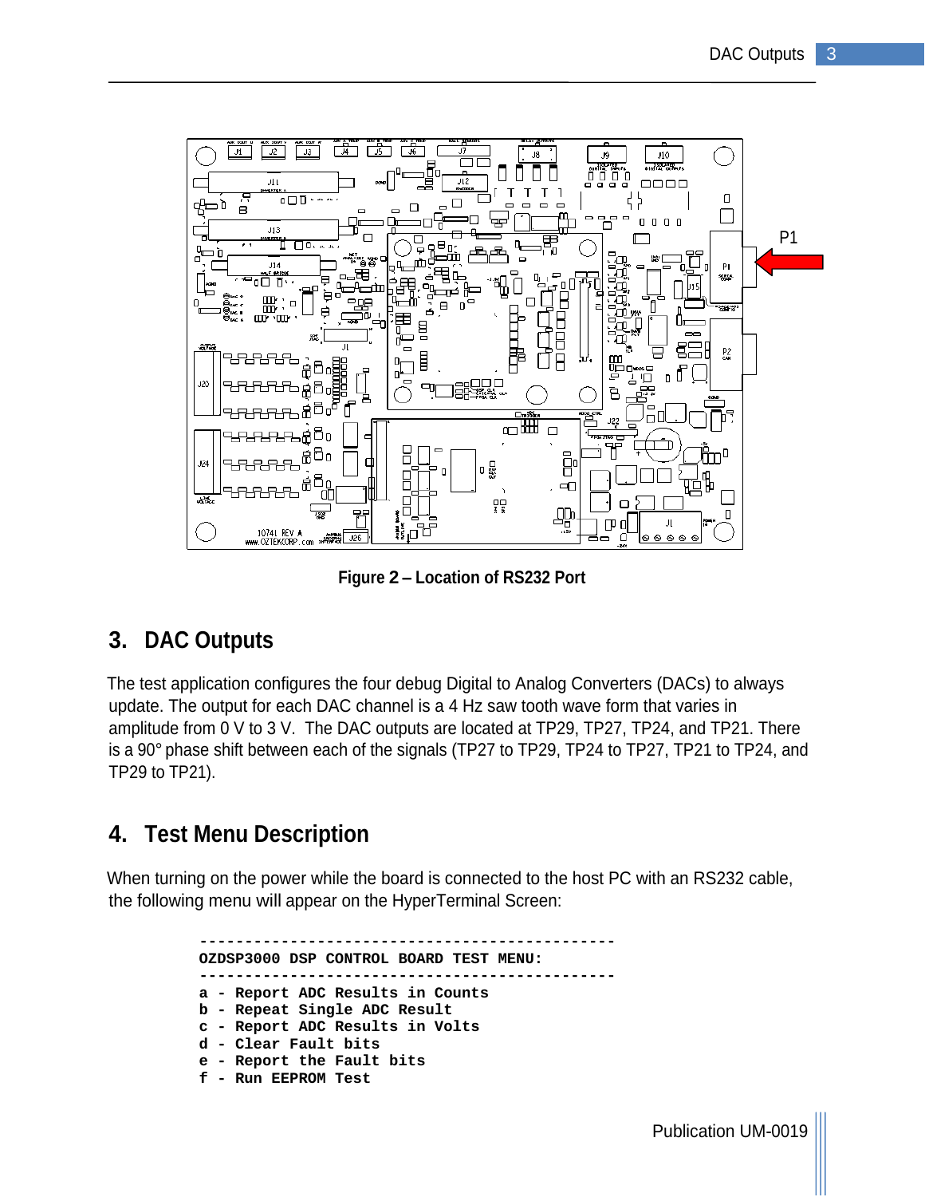Figure 2 – Location of RS232 Port

## 3. DAC Outputs

The test application configures the four debug Digital to Analog Converters (DACs) to always update. The output for each DAC channel is a 4 Hz saw tooth wave form that varies in amplitude from 0 V to 3 V. The DAC outputs are located at TP29, TP27, TP24, and TP21. There is a 90° phase shift between each of the signals (TP27 to TP29, TP24 to TP27, TP21 to TP24, and TP29 to TP21).

## 4. Test Menu Description

When turning on the power while the board is connected to the host PC with an RS232 cable, the following menu will appear on the HyperTerminal Screen:

```
----------------------------------------------
OZDSP3000 DSP CONTROL BOARD TEST MENU:
----------------------------------------------
a - Report ADC Results in Counts
b - Repeat Single ADC Result
c - Report ADC Results in Volts
d - Clear Fault bits
e - Report the Fault bits
f - Run EEPROM Test
```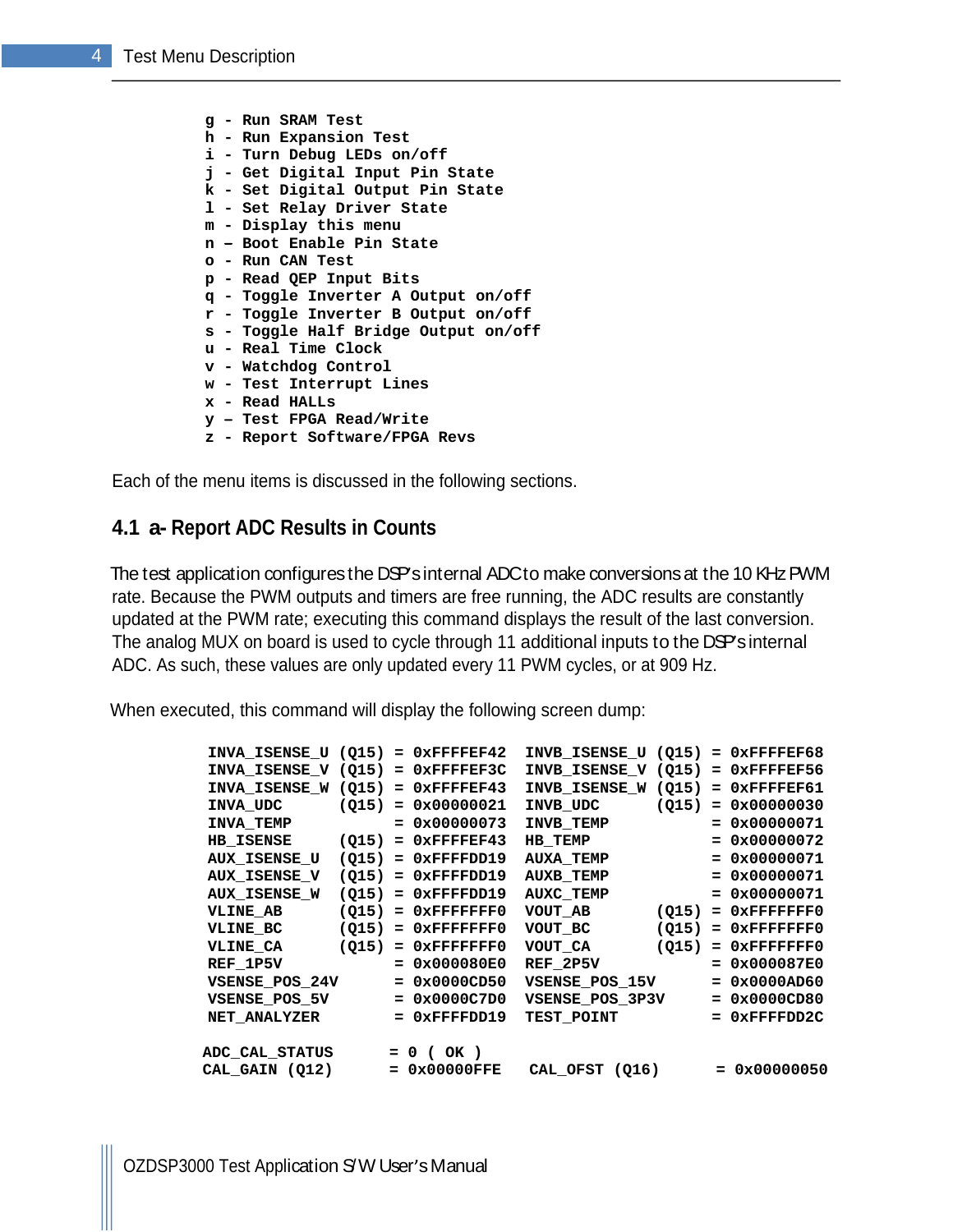```
g - Run SRAM Test
h - Run Expansion Test
i - Turn Debug LEDs on/off
j - Get Digital Input Pin State
k - Set Digital Output Pin State
l - Set Relay Driver State
m - Display this menu
n – Boot Enable Pin State
o - Run CAN Test
p - Read QEP Input Bits
q - Toggle Inverter A Output on/off
r - Toggle Inverter B Output on/off
s - Toggle Half Bridge Output on/off
u - Real Time Clock
v - Watchdog Control
w - Test Interrupt Lines
x - Read HALLs
y – Test FPGA Read/Write
z - Report Software/FPGA Revs
```

Each of the menu items is discussed in the following sections.

## 4.1 a- Report ADC Results in Counts

The test application configures the DSP's internal ADC to make conversions at the 10 KHz PWM rate. Because the PWM outputs and timers are free running, the ADC results are constantly updated at the PWM rate; executing this command displays the result of the last conversion. The analog MUX on board is used to cycle through 11 additional inputs to the DSP's internal ADC. As such, these values are only updated every 11 PWM cycles, or at 909 Hz.

When executed, this command will display the following screen dump:

```
INVA_ISENSE_U (Q15) = 0xFFFFEF42  INVB_ISENSE_U (Q15) = 0xFFFFEF68
INVA_ISENSE_V (Q15) = 0xFFFFEF3C  INVB_ISENSE_V (Q15) = 0xFFFFEF56
INVA_ISENSE_W (Q15) = 0xFFFFEF43  INVB_ISENSE_W (Q15) = 0xFFFFEF61
INVA_UDC      (Q15) = 0x00000021  INVB_UDC      (Q15) = 0x00000030
INVA_TEMP           = 0x00000073  INVB_TEMP           = 0x00000071
HB_ISENSE     (Q15) = 0xFFFFEF43  HB_TEMP             = 0x00000072
AUX_ISENSE_U  (Q15) = 0xFFFFDD19  AUXA_TEMP           = 0x00000071
AUX_ISENSE_V  (Q15) = 0xFFFFDD19  AUXB_TEMP           = 0x00000071
AUX_ISENSE_W  (Q15) = 0xFFFFDD19  AUXC_TEMP           = 0x00000071
VLINE_AB      (Q15) = 0xFFFFFFF0  VOUT_AB       (Q15) = 0xFFFFFFF0
VLINE_BC      (Q15) = 0xFFFFFFF0  VOUT_BC       (Q15) = 0xFFFFFFF0
VLINE_CA      (Q15) = 0xFFFFFFF0  VOUT_CA       (Q15) = 0xFFFFFFF0
REF_1P5V            = 0x000080E0  REF_2P5V            = 0x000087E0
VSENSE_POS_24V      = 0x0000CD50  VSENSE_POS_15V      = 0x0000AD60
VSENSE_POS_5V       = 0x0000C7D0  VSENSE_POS_3P3V     = 0x0000CD80
NET_ANALYZER        = 0xFFFFDD19  TEST_POINT          = 0xFFFFDD2C

ADC_CAL_STATUS      = 0 ( OK )
CAL_GAIN (Q12)      = 0x00000FFE   CAL_OFST (Q16)      = 0x00000050
```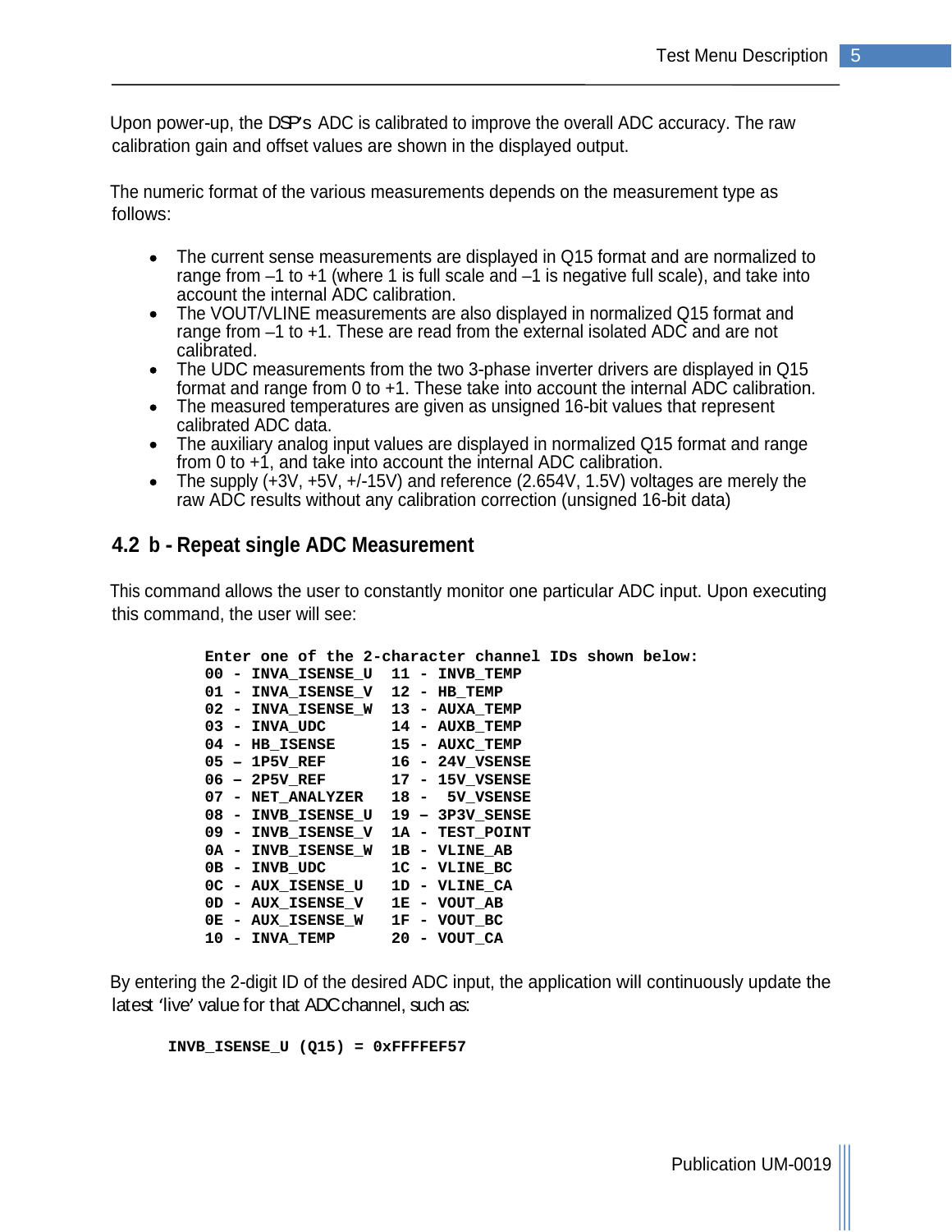Upon power-up, the DSP's ADC is calibrated to improve the overall ADC accuracy. The raw calibration gain and offset values are shown in the displayed output.

The numeric format of the various measurements depends on the measurement type as follows:

- The current sense measurements are displayed in Q15 format and are normalized to range from –1 to +1 (where 1 is full scale and –1 is negative full scale), and take into account the internal ADC calibration.
- The VOUT/VLINE measurements are also displayed in normalized Q15 format and range from –1 to +1. These are read from the external isolated ADC and are not calibrated.
- The UDC measurements from the two 3-phase inverter drivers are displayed in Q15 format and range from 0 to +1. These take into account the internal ADC calibration.
- The measured temperatures are given as unsigned 16-bit values that represent calibrated ADC data.
- The auxiliary analog input values are displayed in normalized Q15 format and range from 0 to +1, and take into account the internal ADC calibration.
- The supply (+3V, +5V, +/-15V) and reference (2.654V, 1.5V) voltages are merely the raw ADC results without any calibration correction (unsigned 16-bit data)

## 4.2 b - Repeat single ADC Measurement

This command allows the user to constantly monitor one particular ADC input. Upon executing this command, the user will see:

```
Enter one of the 2-character channel IDs shown below:
00 - INVA_ISENSE_U  11 - INVB_TEMP
01 - INVA_ISENSE_V  12 - HB_TEMP
02 - INVA_ISENSE_W  13 - AUXA_TEMP
03 - INVA_UDC       14 - AUXB_TEMP
04 - HB_ISENSE      15 - AUXC_TEMP
05 – 1P5V_REF       16 - 24V_VSENSE
06 – 2P5V_REF       17 - 15V_VSENSE
07 - NET_ANALYZER   18 -  5V_VSENSE
08 - INVB_ISENSE_U  19 – 3P3V_SENSE
09 - INVB_ISENSE_V  1A - TEST_POINT
0A - INVB_ISENSE_W  1B - VLINE_AB
0B - INVB_UDC       1C - VLINE_BC
0C - AUX_ISENSE_U   1D - VLINE_CA
0D - AUX_ISENSE_V   1E - VOUT_AB
0E - AUX_ISENSE_W   1F - VOUT_BC
10 - INVA_TEMP      20 - VOUT_CA
```

By entering the 2-digit ID of the desired ADC input, the application will continuously update the latest 'live' value for that ADC channel, such as:

```
INVB_ISENSE_U (Q15) = 0xFFFFEF57
```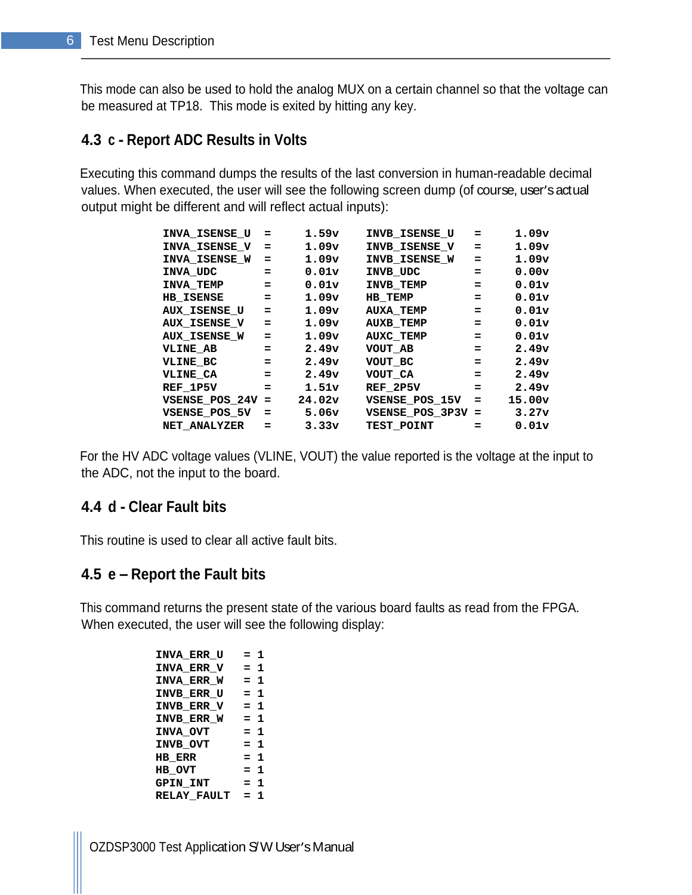This mode can also be used to hold the analog MUX on a certain channel so that the voltage can be measured at TP18. This mode is exited by hitting any key.

## 4.3 c - Report ADC Results in Volts

Executing this command dumps the results of the last conversion in human-readable decimal values. When executed, the user will see the following screen dump (of course, user's actual output might be different and will reflect actual inputs):

```
INVA_ISENSE_U  =     1.59v    INVB_ISENSE_U   =     1.09v
INVA_ISENSE_V  =     1.09v    INVB_ISENSE_V   =     1.09v
INVA_ISENSE_W  =     1.09v    INVB_ISENSE_W   =     1.09v
INVA_UDC       =     0.01v    INVB_UDC        =     0.00v
INVA_TEMP      =     0.01v    INVB_TEMP       =     0.01v
HB_ISENSE      =     1.09v    HB_TEMP         =     0.01v
AUX_ISENSE_U   =     1.09v    AUXA_TEMP       =     0.01v
AUX_ISENSE_V   =     1.09v    AUXB_TEMP       =     0.01v
AUX_ISENSE_W   =     1.09v    AUXC_TEMP       =     0.01v
VLINE_AB       =     2.49v    VOUT_AB         =     2.49v
VLINE_BC       =     2.49v    VOUT_BC         =     2.49v
VLINE_CA       =     2.49v    VOUT_CA         =     2.49v
REF_1P5V       =     1.51v    REF_2P5V        =     2.49v
VSENSE_POS_24V =    24.02v    VSENSE_POS_15V  =    15.00v
VSENSE_POS_5V  =     5.06v    VSENSE_POS_3P3V =     3.27v
NET_ANALYZER   =     3.33v    TEST_POINT      =     0.01v
```

For the HV ADC voltage values (VLINE, VOUT) the value reported is the voltage at the input to the ADC, not the input to the board.

## 4.4 d - Clear Fault bits

This routine is used to clear all active fault bits.

## 4.5 e – Report the Fault bits

This command returns the present state of the various board faults as read from the FPGA. When executed, the user will see the following display:

```
INVA_ERR_U   = 1
INVA_ERR_V   = 1
INVA_ERR_W   = 1
INVB_ERR_U   = 1
INVB_ERR_V   = 1
INVB_ERR_W   = 1
INVA_OVT     = 1
INVB_OVT     = 1
HB_ERR       = 1
HB_OVT       = 1
GPIN_INT     = 1
RELAY_FAULT  = 1
```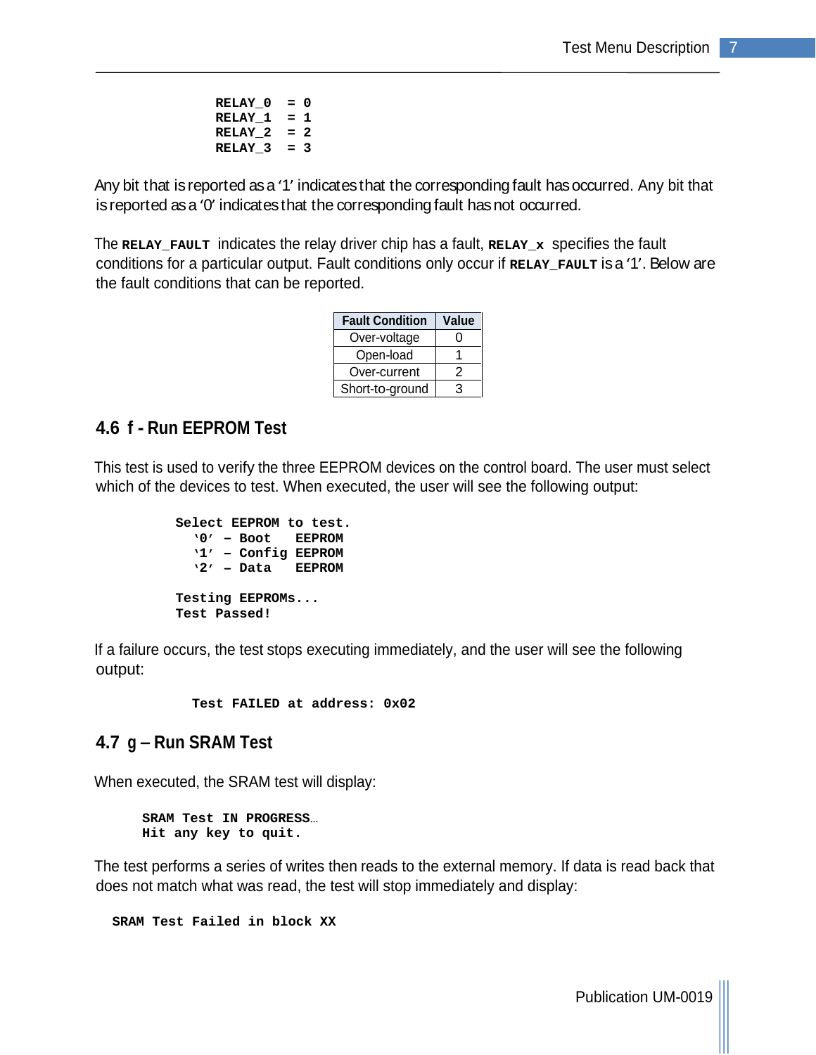```
RELAY_0  = 0
RELAY_1  = 1
RELAY_2  = 2
RELAY_3  = 3
```

Any bit that is reported as a '1' indicates that the corresponding fault has occurred. Any bit that is reported as a '0' indicates that the corresponding fault has not occurred.

The **RELAY_FAULT** indicates the relay driver chip has a fault, **RELAY_x** specifies the fault conditions for a particular output. Fault conditions only occur if **RELAY_FAULT** is a '1'. Below are the fault conditions that can be reported.

| Fault Condition | Value |
|---|---|
| Over-voltage | 0 |
| Open-load | 1 |
| Over-current | 2 |
| Short-to-ground | 3 |

## 4.6 f - Run EEPROM Test

This test is used to verify the three EEPROM devices on the control board. The user must select which of the devices to test. When executed, the user will see the following output:

```
Select EEPROM to test.
  '0' – Boot   EEPROM
  '1' – Config EEPROM
  '2' – Data   EEPROM

Testing EEPROMs...
Test Passed!
```

If a failure occurs, the test stops executing immediately, and the user will see the following output:

```
Test FAILED at address: 0x02
```

## 4.7 g – Run SRAM Test

When executed, the SRAM test will display:

```
SRAM Test IN PROGRESS…
Hit any key to quit.
```

The test performs a series of writes then reads to the external memory. If data is read back that does not match what was read, the test will stop immediately and display:

```
SRAM Test Failed in block XX
```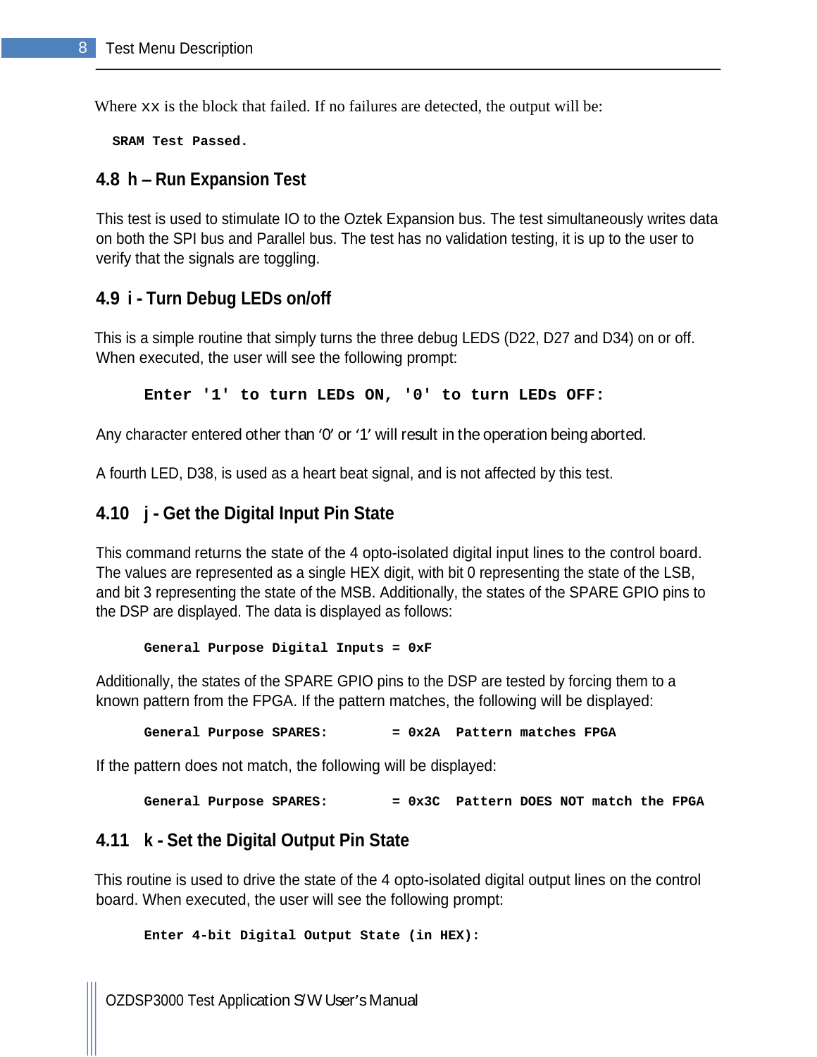Where xx is the block that failed. If no failures are detected, the output will be:

```
SRAM Test Passed.
```

## 4.8 h – Run Expansion Test

This test is used to stimulate IO to the Oztek Expansion bus. The test simultaneously writes data on both the SPI bus and Parallel bus. The test has no validation testing, it is up to the user to verify that the signals are toggling.

## 4.9 i - Turn Debug LEDs on/off

This is a simple routine that simply turns the three debug LEDS (D22, D27 and D34) on or off. When executed, the user will see the following prompt:

```
Enter '1' to turn LEDs ON, '0' to turn LEDs OFF:
```

Any character entered other than '0' or '1' will result in the operation being aborted.

A fourth LED, D38, is used as a heart beat signal, and is not affected by this test.

## 4.10 j - Get the Digital Input Pin State

This command returns the state of the 4 opto-isolated digital input lines to the control board. The values are represented as a single HEX digit, with bit 0 representing the state of the LSB, and bit 3 representing the state of the MSB. Additionally, the states of the SPARE GPIO pins to the DSP are displayed. The data is displayed as follows:

```
General Purpose Digital Inputs = 0xF
```

Additionally, the states of the SPARE GPIO pins to the DSP are tested by forcing them to a known pattern from the FPGA. If the pattern matches, the following will be displayed:

```
General Purpose SPARES:        = 0x2A  Pattern matches FPGA
```

If the pattern does not match, the following will be displayed:

```
General Purpose SPARES:        = 0x3C  Pattern DOES NOT match the FPGA
```

## 4.11 k - Set the Digital Output Pin State

This routine is used to drive the state of the 4 opto-isolated digital output lines on the control board. When executed, the user will see the following prompt:

```
Enter 4-bit Digital Output State (in HEX):
```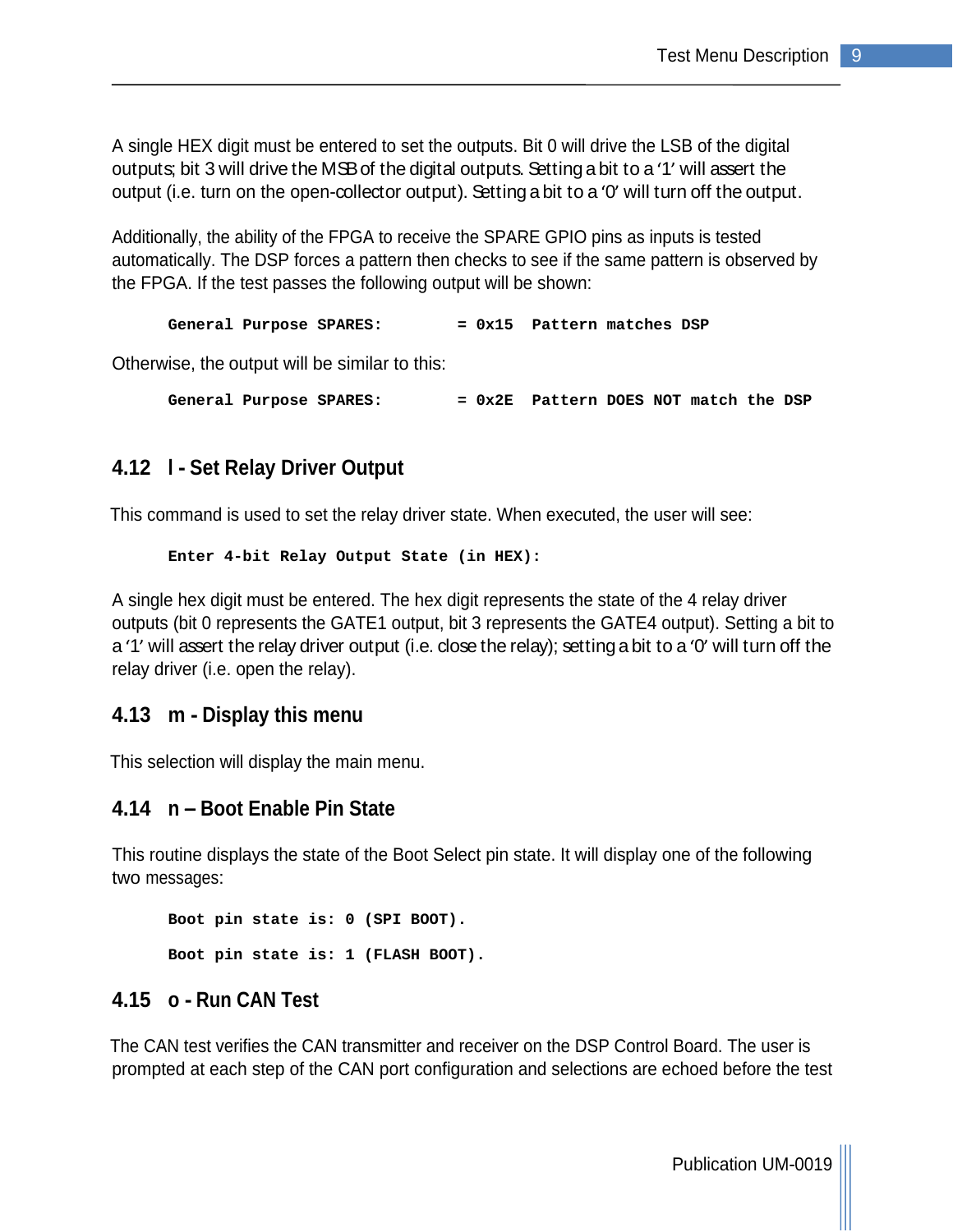A single HEX digit must be entered to set the outputs. Bit 0 will drive the LSB of the digital outputs; bit 3 will drive the MSB of the digital outputs. Setting a bit to a '1' will assert the output (i.e. turn on the open-collector output). Setting a bit to a '0' will turn off the output.

Additionally, the ability of the FPGA to receive the SPARE GPIO pins as inputs is tested automatically. The DSP forces a pattern then checks to see if the same pattern is observed by the FPGA. If the test passes the following output will be shown:

```
General Purpose SPARES:        = 0x15  Pattern matches DSP
```

Otherwise, the output will be similar to this:

```
General Purpose SPARES:        = 0x2E  Pattern DOES NOT match the DSP
```

## 4.12 l - Set Relay Driver Output

This command is used to set the relay driver state. When executed, the user will see:

```
Enter 4-bit Relay Output State (in HEX):
```

A single hex digit must be entered. The hex digit represents the state of the 4 relay driver outputs (bit 0 represents the GATE1 output, bit 3 represents the GATE4 output). Setting a bit to a '1' will assert the relay driver output (i.e. close the relay); setting a bit to a '0' will turn off the relay driver (i.e. open the relay).

## 4.13 m - Display this menu

This selection will display the main menu.

## 4.14 n – Boot Enable Pin State

This routine displays the state of the Boot Select pin state. It will display one of the following two messages:

```
Boot pin state is: 0 (SPI BOOT).

Boot pin state is: 1 (FLASH BOOT).
```

## 4.15 o - Run CAN Test

The CAN test verifies the CAN transmitter and receiver on the DSP Control Board. The user is prompted at each step of the CAN port configuration and selections are echoed before the test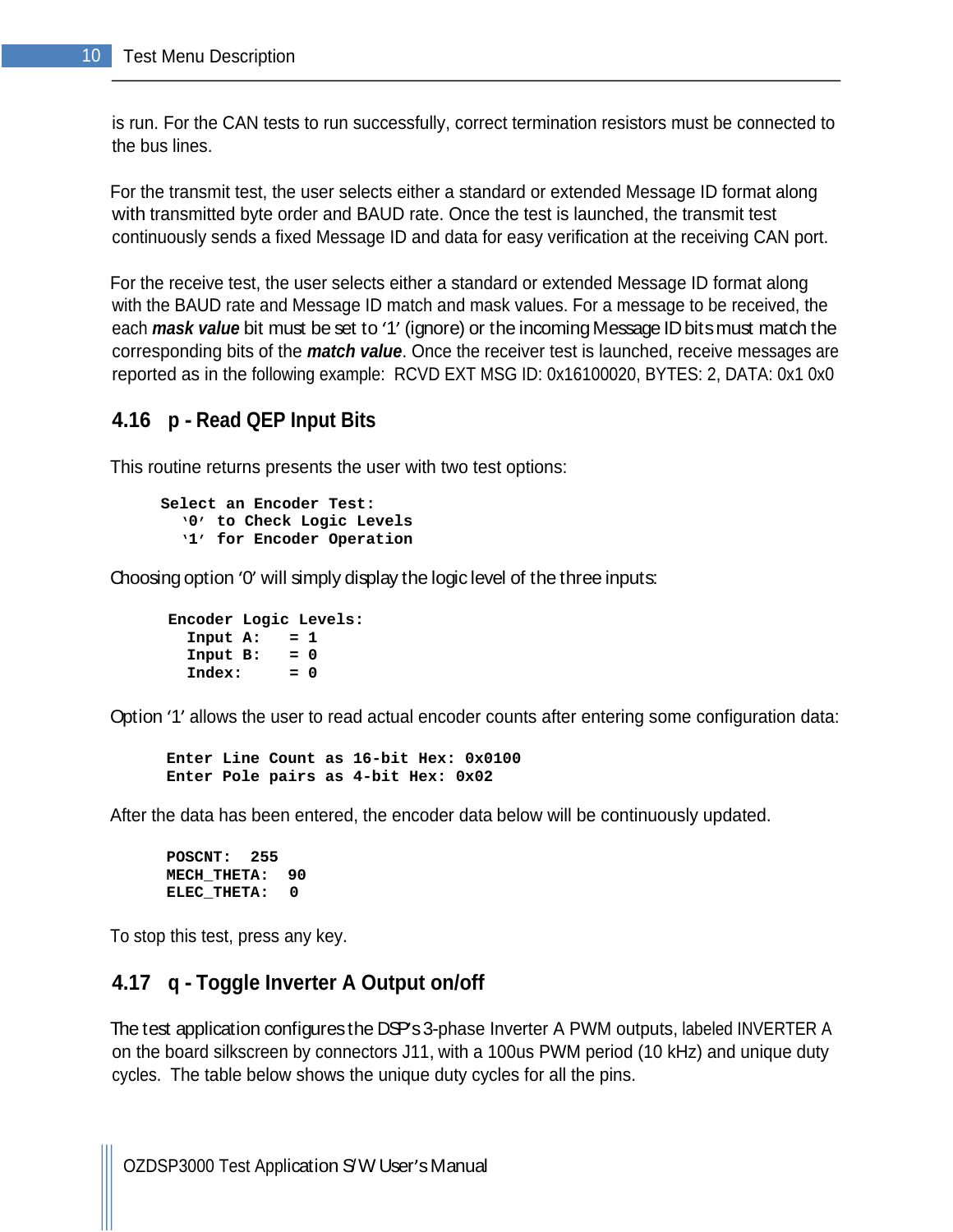is run. For the CAN tests to run successfully, correct termination resistors must be connected to the bus lines.

For the transmit test, the user selects either a standard or extended Message ID format along with transmitted byte order and BAUD rate. Once the test is launched, the transmit test continuously sends a fixed Message ID and data for easy verification at the receiving CAN port.

For the receive test, the user selects either a standard or extended Message ID format along with the BAUD rate and Message ID match and mask values. For a message to be received, the each ***mask value*** bit must be set to '1' (ignore) or the incoming Message ID bits must match the corresponding bits of the ***match value***. Once the receiver test is launched, receive messages are reported as in the following example: RCVD EXT MSG ID: 0x16100020, BYTES: 2, DATA: 0x1 0x0

## 4.16 p - Read QEP Input Bits

This routine returns presents the user with two test options:

```
Select an Encoder Test:
  '0' to Check Logic Levels
  '1' for Encoder Operation
```

Choosing option '0' will simply display the logic level of the three inputs:

```
Encoder Logic Levels:
  Input A:    = 1
  Input B:    = 0
  Index:      = 0
```

Option '1' allows the user to read actual encoder counts after entering some configuration data:

```
Enter Line Count as 16-bit Hex: 0x0100
Enter Pole pairs as 4-bit Hex: 0x02
```

After the data has been entered, the encoder data below will be continuously updated.

```
POSCNT:  255
MECH_THETA:  90
ELEC_THETA:  0
```

To stop this test, press any key.

## 4.17 q - Toggle Inverter A Output on/off

The test application configures the DSP's 3-phase Inverter A PWM outputs, labeled INVERTER A on the board silkscreen by connectors J11, with a 100us PWM period (10 kHz) and unique duty cycles. The table below shows the unique duty cycles for all the pins.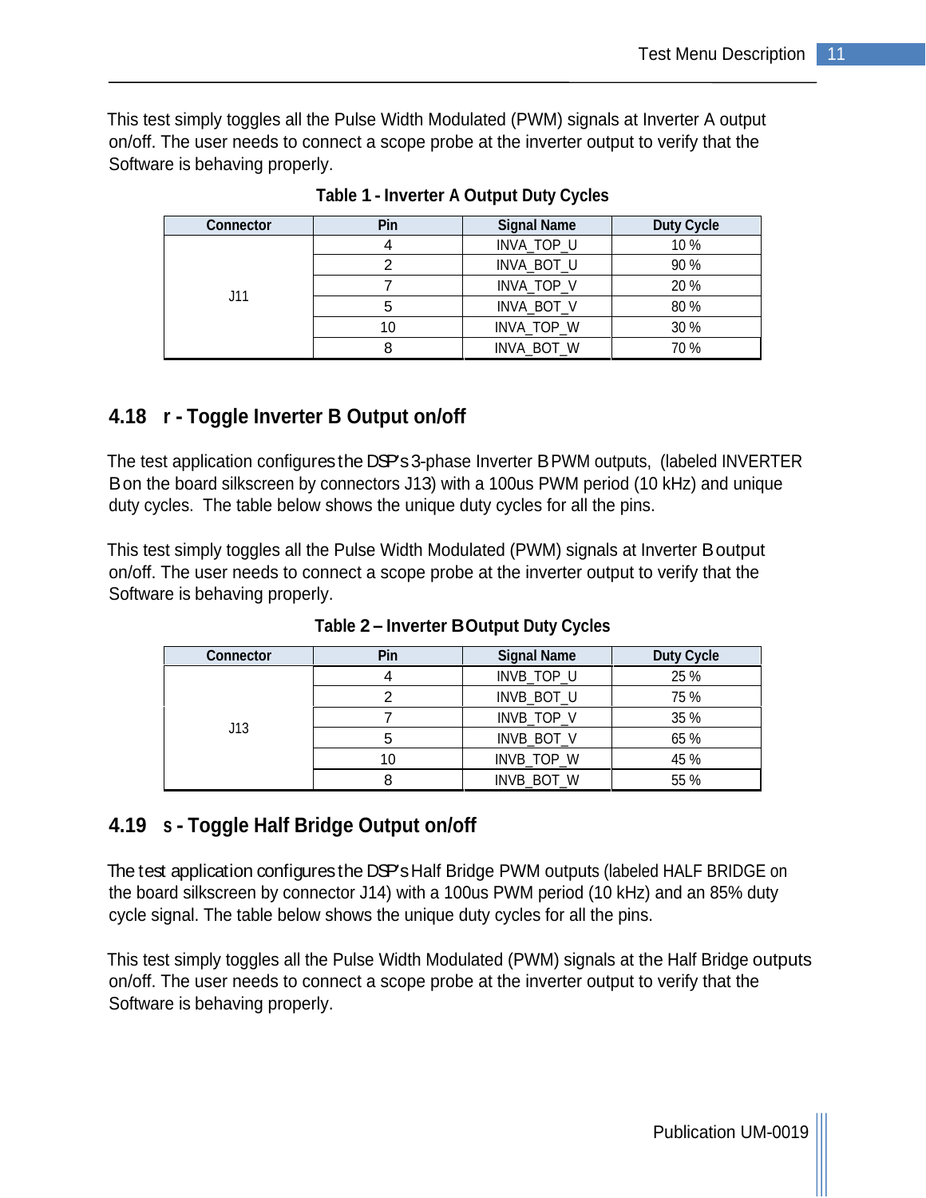This test simply toggles all the Pulse Width Modulated (PWM) signals at Inverter A output on/off. The user needs to connect a scope probe at the inverter output to verify that the Software is behaving properly.

**Table 1 - Inverter A Output Duty Cycles**

| Connector | Pin | Signal Name | Duty Cycle |
|---|---|---|---|
| J11 | 4 | INVA_TOP_U | 10 % |
| | 2 | INVA_BOT_U | 90 % |
| | 7 | INVA_TOP_V | 20 % |
| | 5 | INVA_BOT_V | 80 % |
| | 10 | INVA_TOP_W | 30 % |
| | 8 | INVA_BOT_W | 70 % |

## 4.18 r - Toggle Inverter B Output on/off

The test application configures the DSP's 3-phase Inverter B PWM outputs, (labeled INVERTER B on the board silkscreen by connectors J13) with a 100us PWM period (10 kHz) and unique duty cycles. The table below shows the unique duty cycles for all the pins.

This test simply toggles all the Pulse Width Modulated (PWM) signals at Inverter B output on/off. The user needs to connect a scope probe at the inverter output to verify that the Software is behaving properly.

**Table 2 – Inverter B Output Duty Cycles**

| Connector | Pin | Signal Name | Duty Cycle |
|---|---|---|---|
| J13 | 4 | INVB_TOP_U | 25 % |
| | 2 | INVB_BOT_U | 75 % |
| | 7 | INVB_TOP_V | 35 % |
| | 5 | INVB_BOT_V | 65 % |
| | 10 | INVB_TOP_W | 45 % |
| | 8 | INVB_BOT_W | 55 % |

## 4.19 s - Toggle Half Bridge Output on/off

The test application configures the DSP's Half Bridge PWM outputs (labeled HALF BRIDGE on the board silkscreen by connector J14) with a 100us PWM period (10 kHz) and an 85% duty cycle signal. The table below shows the unique duty cycles for all the pins.

This test simply toggles all the Pulse Width Modulated (PWM) signals at the Half Bridge outputs on/off. The user needs to connect a scope probe at the inverter output to verify that the Software is behaving properly.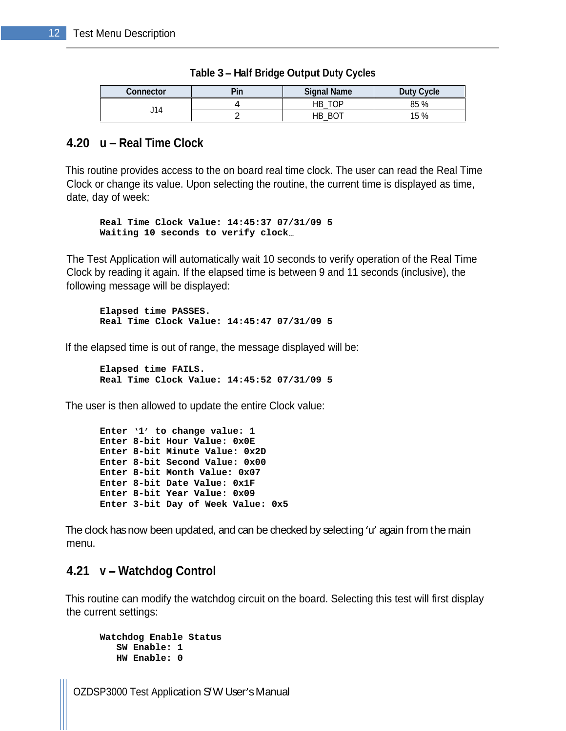**Table 3 – Half Bridge Output Duty Cycles**

| Connector | Pin | Signal Name | Duty Cycle |
|---|---|---|---|
| J14 | 4 | HB_TOP | 85 % |
| | 2 | HB_BOT | 15 % |

## 4.20 u – Real Time Clock

This routine provides access to the on board real time clock. The user can read the Real Time Clock or change its value. Upon selecting the routine, the current time is displayed as time, date, day of week:

```
Real Time Clock Value: 14:45:37 07/31/09 5
Waiting 10 seconds to verify clock…
```

The Test Application will automatically wait 10 seconds to verify operation of the Real Time Clock by reading it again. If the elapsed time is between 9 and 11 seconds (inclusive), the following message will be displayed:

```
Elapsed time PASSES.
Real Time Clock Value: 14:45:47 07/31/09 5
```

If the elapsed time is out of range, the message displayed will be:

```
Elapsed time FAILS.
Real Time Clock Value: 14:45:52 07/31/09 5
```

The user is then allowed to update the entire Clock value:

```
Enter ‘1’ to change value: 1
Enter 8-bit Hour Value: 0x0E
Enter 8-bit Minute Value: 0x2D
Enter 8-bit Second Value: 0x00
Enter 8-bit Month Value: 0x07
Enter 8-bit Date Value: 0x1F
Enter 8-bit Year Value: 0x09
Enter 3-bit Day of Week Value: 0x5
```

The clock has now been updated, and can be checked by selecting ‘u’ again from the main menu.

## 4.21 v – Watchdog Control

This routine can modify the watchdog circuit on the board. Selecting this test will first display the current settings:

```
Watchdog Enable Status
   SW Enable: 1
   HW Enable: 0
```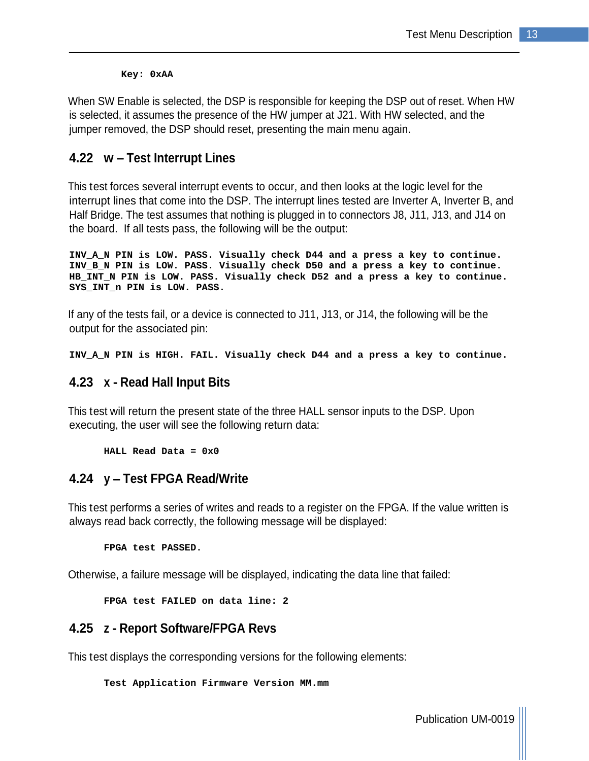```
Key: 0xAA
```

When SW Enable is selected, the DSP is responsible for keeping the DSP out of reset. When HW is selected, it assumes the presence of the HW jumper at J21. With HW selected, and the jumper removed, the DSP should reset, presenting the main menu again.

## 4.22 w – Test Interrupt Lines

This test forces several interrupt events to occur, and then looks at the logic level for the interrupt lines that come into the DSP. The interrupt lines tested are Inverter A, Inverter B, and Half Bridge. The test assumes that nothing is plugged in to connectors J8, J11, J13, and J14 on the board. If all tests pass, the following will be the output:

```
INV_A_N PIN is LOW. PASS. Visually check D44 and a press a key to continue.
INV_B_N PIN is LOW. PASS. Visually check D50 and a press a key to continue.
HB_INT_N PIN is LOW. PASS. Visually check D52 and a press a key to continue.
SYS_INT_n PIN is LOW. PASS.
```

If any of the tests fail, or a device is connected to J11, J13, or J14, the following will be the output for the associated pin:

```
INV_A_N PIN is HIGH. FAIL. Visually check D44 and a press a key to continue.
```

## 4.23 x - Read Hall Input Bits

This test will return the present state of the three HALL sensor inputs to the DSP. Upon executing, the user will see the following return data:

```
HALL Read Data = 0x0
```

## 4.24 y – Test FPGA Read/Write

This test performs a series of writes and reads to a register on the FPGA. If the value written is always read back correctly, the following message will be displayed:

```
FPGA test PASSED.
```

Otherwise, a failure message will be displayed, indicating the data line that failed:

```
FPGA test FAILED on data line: 2
```

## 4.25 z - Report Software/FPGA Revs

This test displays the corresponding versions for the following elements:

```
Test Application Firmware Version MM.mm
```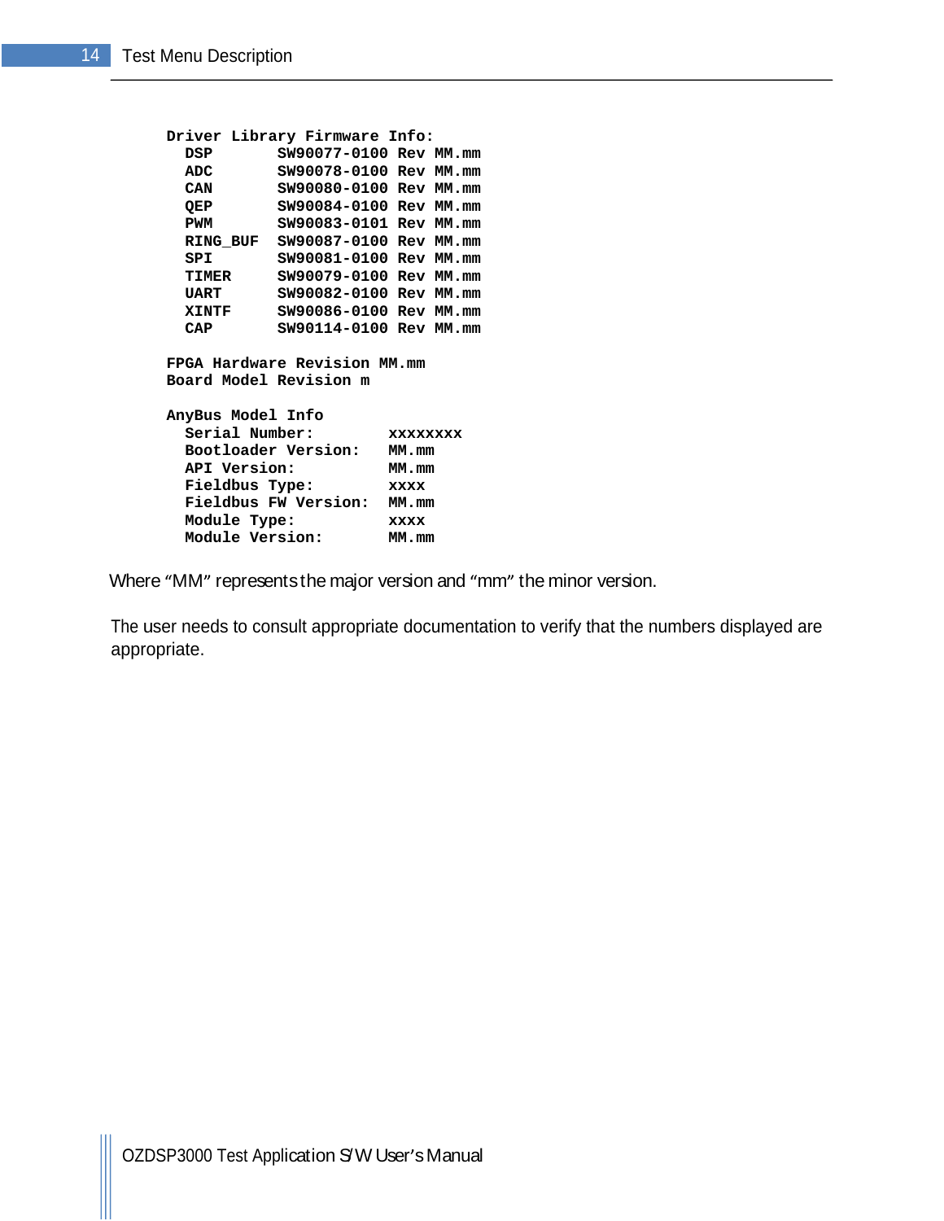```
Driver Library Firmware Info:
  DSP       SW90077-0100 Rev MM.mm
  ADC       SW90078-0100 Rev MM.mm
  CAN       SW90080-0100 Rev MM.mm
  QEP       SW90084-0100 Rev MM.mm
  PWM       SW90083-0101 Rev MM.mm
  RING_BUF  SW90087-0100 Rev MM.mm
  SPI       SW90081-0100 Rev MM.mm
  TIMER     SW90079-0100 Rev MM.mm
  UART      SW90082-0100 Rev MM.mm
  XINTF     SW90086-0100 Rev MM.mm
  CAP       SW90114-0100 Rev MM.mm

FPGA Hardware Revision MM.mm
Board Model Revision m

AnyBus Model Info
  Serial Number:        xxxxxxxx
  Bootloader Version:   MM.mm
  API Version:          MM.mm
  Fieldbus Type:        xxxx
  Fieldbus FW Version:  MM.mm
  Module Type:          xxxx
  Module Version:       MM.mm
```

Where “MM” represents the major version and “mm” the minor version.

The user needs to consult appropriate documentation to verify that the numbers displayed are appropriate.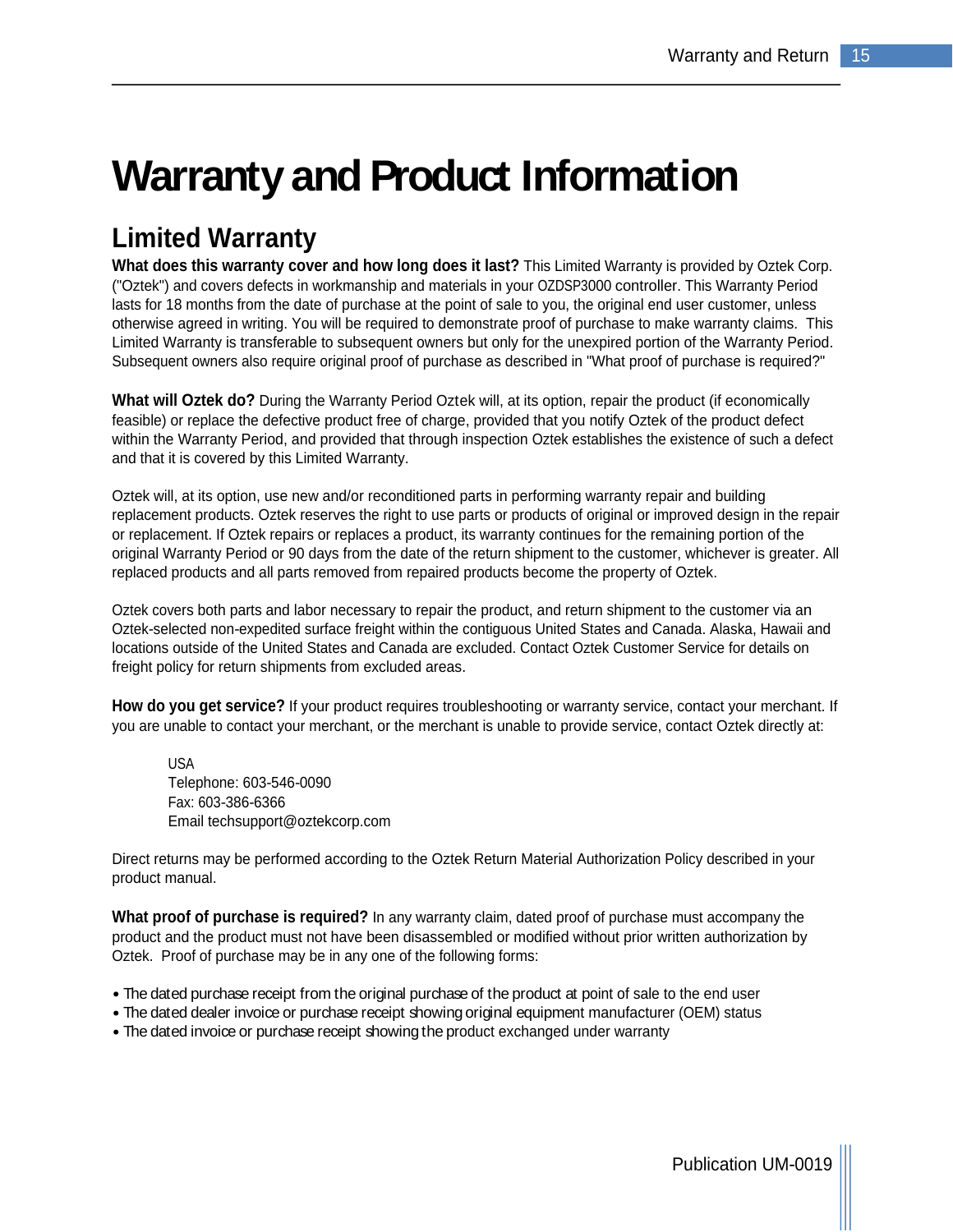# Warranty and Product Information

## Limited Warranty

**What does this warranty cover and how long does it last?** This Limited Warranty is provided by Oztek Corp. ("Oztek") and covers defects in workmanship and materials in your OZDSP3000 controller. This Warranty Period lasts for 18 months from the date of purchase at the point of sale to you, the original end user customer, unless otherwise agreed in writing. You will be required to demonstrate proof of purchase to make warranty claims. This Limited Warranty is transferable to subsequent owners but only for the unexpired portion of the Warranty Period. Subsequent owners also require original proof of purchase as described in "What proof of purchase is required?"

**What will Oztek do?** During the Warranty Period Oztek will, at its option, repair the product (if economically feasible) or replace the defective product free of charge, provided that you notify Oztek of the product defect within the Warranty Period, and provided that through inspection Oztek establishes the existence of such a defect and that it is covered by this Limited Warranty.

Oztek will, at its option, use new and/or reconditioned parts in performing warranty repair and building replacement products. Oztek reserves the right to use parts or products of original or improved design in the repair or replacement. If Oztek repairs or replaces a product, its warranty continues for the remaining portion of the original Warranty Period or 90 days from the date of the return shipment to the customer, whichever is greater. All replaced products and all parts removed from repaired products become the property of Oztek.

Oztek covers both parts and labor necessary to repair the product, and return shipment to the customer via an Oztek-selected non-expedited surface freight within the contiguous United States and Canada. Alaska, Hawaii and locations outside of the United States and Canada are excluded. Contact Oztek Customer Service for details on freight policy for return shipments from excluded areas.

**How do you get service?** If your product requires troubleshooting or warranty service, contact your merchant. If you are unable to contact your merchant, or the merchant is unable to provide service, contact Oztek directly at:

> USA
> Telephone: 603-546-0090
> Fax: 603-386-6366
> Email techsupport@oztekcorp.com

Direct returns may be performed according to the Oztek Return Material Authorization Policy described in your product manual.

**What proof of purchase is required?** In any warranty claim, dated proof of purchase must accompany the product and the product must not have been disassembled or modified without prior written authorization by Oztek. Proof of purchase may be in any one of the following forms:

- The dated purchase receipt from the original purchase of the product at point of sale to the end user
- The dated dealer invoice or purchase receipt showing original equipment manufacturer (OEM) status
- The dated invoice or purchase receipt showing the product exchanged under warranty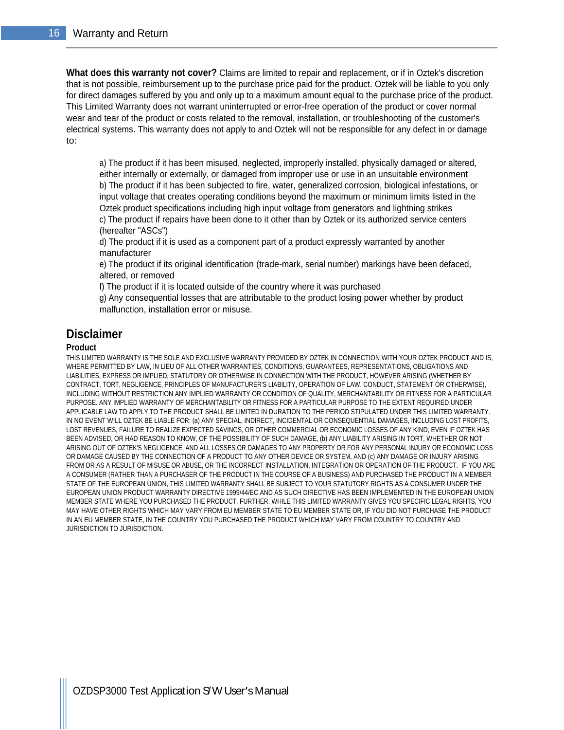**What does this warranty not cover?** Claims are limited to repair and replacement, or if in Oztek's discretion that is not possible, reimbursement up to the purchase price paid for the product. Oztek will be liable to you only for direct damages suffered by you and only up to a maximum amount equal to the purchase price of the product. This Limited Warranty does not warrant uninterrupted or error-free operation of the product or cover normal wear and tear of the product or costs related to the removal, installation, or troubleshooting of the customer's electrical systems. This warranty does not apply to and Oztek will not be responsible for any defect in or damage to:

a) The product if it has been misused, neglected, improperly installed, physically damaged or altered, either internally or externally, or damaged from improper use or use in an unsuitable environment
b) The product if it has been subjected to fire, water, generalized corrosion, biological infestations, or input voltage that creates operating conditions beyond the maximum or minimum limits listed in the Oztek product specifications including high input voltage from generators and lightning strikes
c) The product if repairs have been done to it other than by Oztek or its authorized service centers (hereafter "ASCs")
d) The product if it is used as a component part of a product expressly warranted by another manufacturer
e) The product if its original identification (trade-mark, serial number) markings have been defaced, altered, or removed
f) The product if it is located outside of the country where it was purchased
g) Any consequential losses that are attributable to the product losing power whether by product malfunction, installation error or misuse.

## Disclaimer

**Product**

THIS LIMITED WARRANTY IS THE SOLE AND EXCLUSIVE WARRANTY PROVIDED BY OZTEK IN CONNECTION WITH YOUR OZTEK PRODUCT AND IS, WHERE PERMITTED BY LAW, IN LIEU OF ALL OTHER WARRANTIES, CONDITIONS, GUARANTEES, REPRESENTATIONS, OBLIGATIONS AND LIABILITIES, EXPRESS OR IMPLIED, STATUTORY OR OTHERWISE IN CONNECTION WITH THE PRODUCT, HOWEVER ARISING (WHETHER BY CONTRACT, TORT, NEGLIGENCE, PRINCIPLES OF MANUFACTURER'S LIABILITY, OPERATION OF LAW, CONDUCT, STATEMENT OR OTHERWISE), INCLUDING WITHOUT RESTRICTION ANY IMPLIED WARRANTY OR CONDITION OF QUALITY, MERCHANTABILITY OR FITNESS FOR A PARTICULAR PURPOSE. ANY IMPLIED WARRANTY OF MERCHANTABILITY OR FITNESS FOR A PARTICULAR PURPOSE TO THE EXTENT REQUIRED UNDER APPLICABLE LAW TO APPLY TO THE PRODUCT SHALL BE LIMITED IN DURATION TO THE PERIOD STIPULATED UNDER THIS LIMITED WARRANTY. IN NO EVENT WILL OZTEK BE LIABLE FOR: (a) ANY SPECIAL, INDIRECT, INCIDENTAL OR CONSEQUENTIAL DAMAGES, INCLUDING LOST PROFITS, LOST REVENUES, FAILURE TO REALIZE EXPECTED SAVINGS, OR OTHER COMMERCIAL OR ECONOMIC LOSSES OF ANY KIND, EVEN IF OZTEK HAS BEEN ADVISED, OR HAD REASON TO KNOW, OF THE POSSIBILITY OF SUCH DAMAGE, (b) ANY LIABILITY ARISING IN TORT, WHETHER OR NOT ARISING OUT OF OZTEK'S NEGLIGENCE, AND ALL LOSSES OR DAMAGES TO ANY PROPERTY OR FOR ANY PERSONAL INJURY OR ECONOMIC LOSS OR DAMAGE CAUSED BY THE CONNECTION OF A PRODUCT TO ANY OTHER DEVICE OR SYSTEM, AND (c) ANY DAMAGE OR INJURY ARISING FROM OR AS A RESULT OF MISUSE OR ABUSE, OR THE INCORRECT INSTALLATION, INTEGRATION OR OPERATION OF THE PRODUCT. IF YOU ARE A CONSUMER (RATHER THAN A PURCHASER OF THE PRODUCT IN THE COURSE OF A BUSINESS) AND PURCHASED THE PRODUCT IN A MEMBER STATE OF THE EUROPEAN UNION, THIS LIMITED WARRANTY SHALL BE SUBJECT TO YOUR STATUTORY RIGHTS AS A CONSUMER UNDER THE EUROPEAN UNION PRODUCT WARRANTY DIRECTIVE 1999/44/EC AND AS SUCH DIRECTIVE HAS BEEN IMPLEMENTED IN THE EUROPEAN UNION MEMBER STATE WHERE YOU PURCHASED THE PRODUCT. FURTHER, WHILE THIS LIMITED WARRANTY GIVES YOU SPECIFIC LEGAL RIGHTS, YOU MAY HAVE OTHER RIGHTS WHICH MAY VARY FROM EU MEMBER STATE TO EU MEMBER STATE OR, IF YOU DID NOT PURCHASE THE PRODUCT IN AN EU MEMBER STATE, IN THE COUNTRY YOU PURCHASED THE PRODUCT WHICH MAY VARY FROM COUNTRY TO COUNTRY AND JURISDICTION TO JURISDICTION.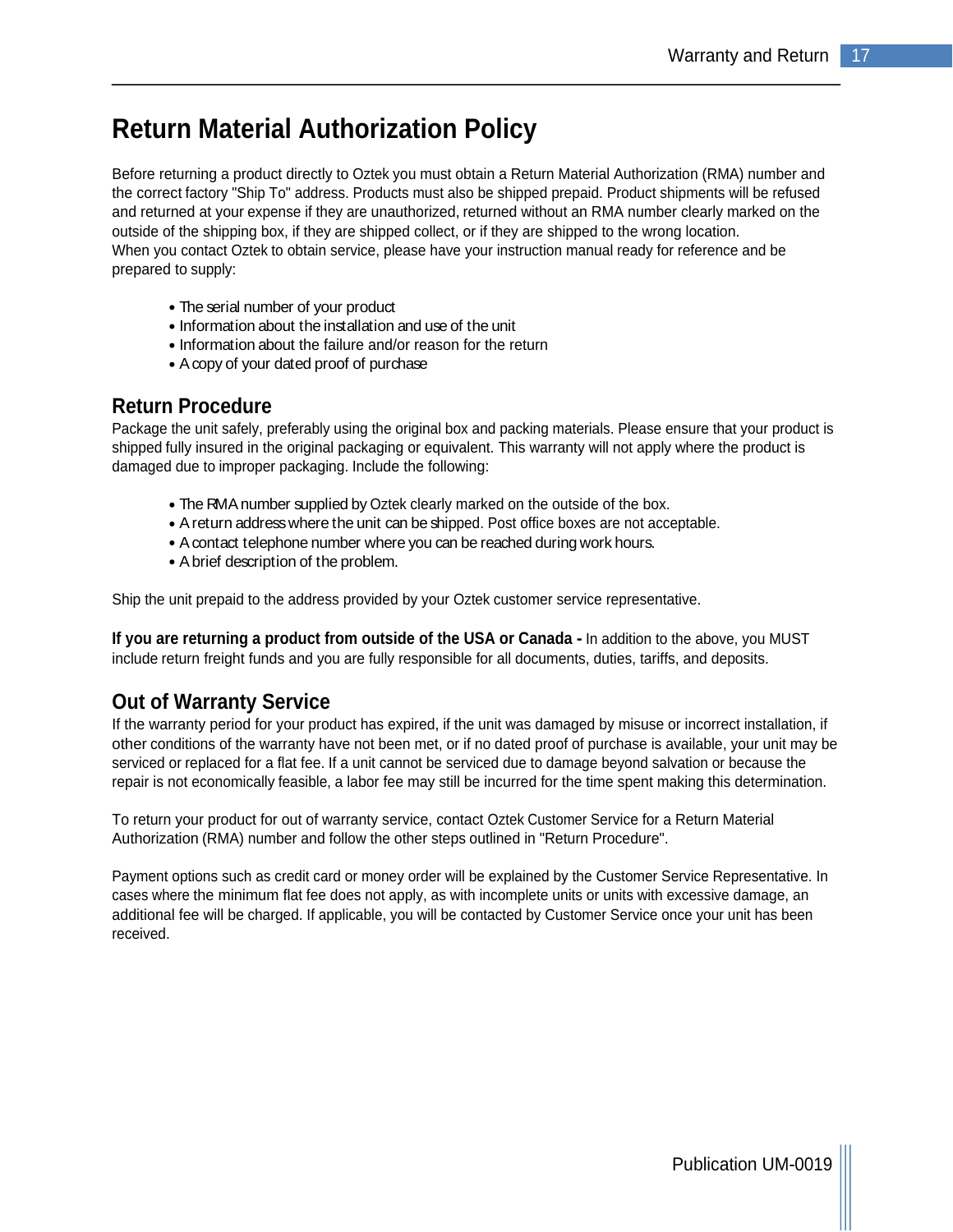# Return Material Authorization Policy

Before returning a product directly to Oztek you must obtain a Return Material Authorization (RMA) number and the correct factory "Ship To" address. Products must also be shipped prepaid. Product shipments will be refused and returned at your expense if they are unauthorized, returned without an RMA number clearly marked on the outside of the shipping box, if they are shipped collect, or if they are shipped to the wrong location.
When you contact Oztek to obtain service, please have your instruction manual ready for reference and be prepared to supply:

- The serial number of your product
- Information about the installation and use of the unit
- Information about the failure and/or reason for the return
- A copy of your dated proof of purchase

## Return Procedure

Package the unit safely, preferably using the original box and packing materials. Please ensure that your product is shipped fully insured in the original packaging or equivalent. This warranty will not apply where the product is damaged due to improper packaging. Include the following:

- The RMA number supplied by Oztek clearly marked on the outside of the box.
- A return address where the unit can be shipped. Post office boxes are not acceptable.
- A contact telephone number where you can be reached during work hours.
- A brief description of the problem.

Ship the unit prepaid to the address provided by your Oztek customer service representative.

**If you are returning a product from outside of the USA or Canada -** In addition to the above, you MUST include return freight funds and you are fully responsible for all documents, duties, tariffs, and deposits.

## Out of Warranty Service

If the warranty period for your product has expired, if the unit was damaged by misuse or incorrect installation, if other conditions of the warranty have not been met, or if no dated proof of purchase is available, your unit may be serviced or replaced for a flat fee. If a unit cannot be serviced due to damage beyond salvation or because the repair is not economically feasible, a labor fee may still be incurred for the time spent making this determination.

To return your product for out of warranty service, contact Oztek Customer Service for a Return Material Authorization (RMA) number and follow the other steps outlined in "Return Procedure".

Payment options such as credit card or money order will be explained by the Customer Service Representative. In cases where the minimum flat fee does not apply, as with incomplete units or units with excessive damage, an additional fee will be charged. If applicable, you will be contacted by Customer Service once your unit has been received.